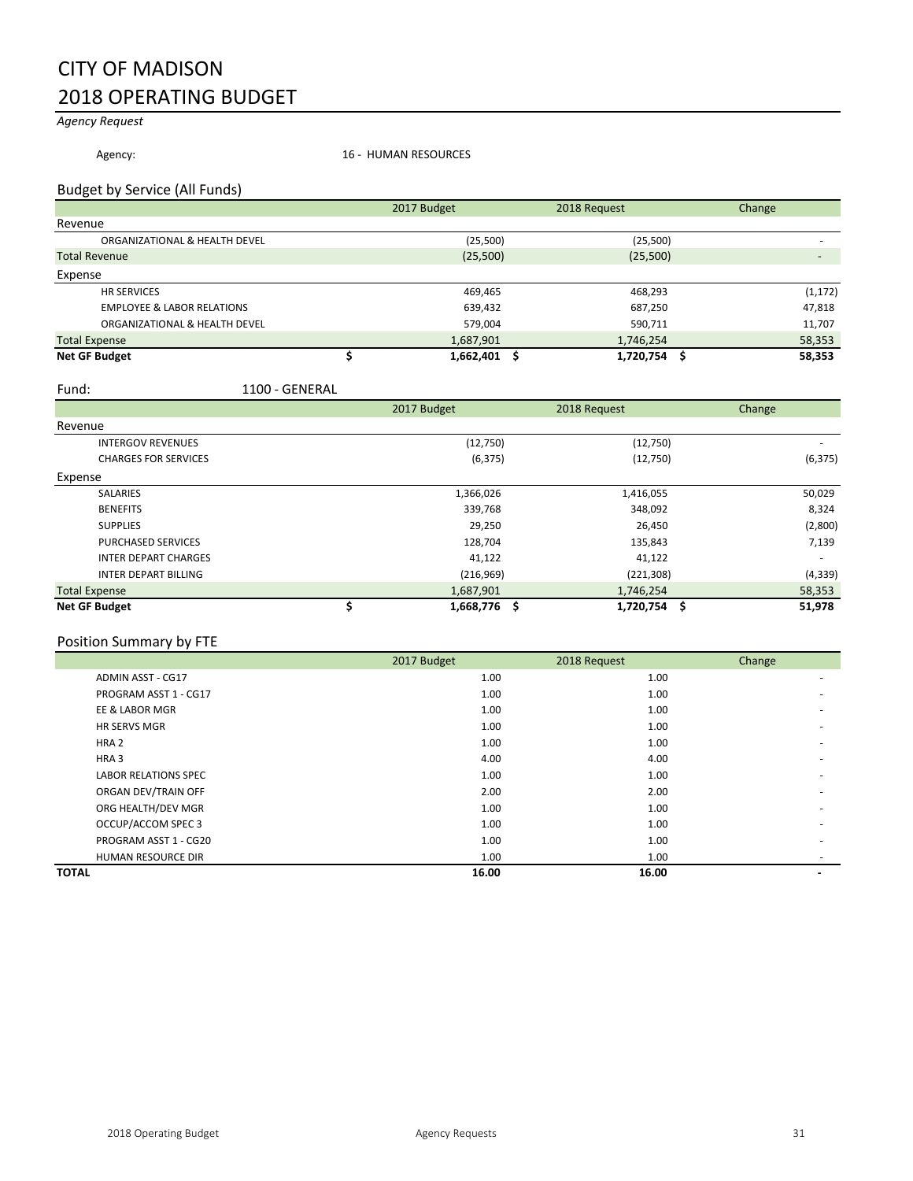# CITY OF MADISON
# 2018 OPERATING BUDGET

*Agency Request*

Agency: 16 - HUMAN RESOURCES

## Budget by Service (All Funds)

| | 2017 Budget | 2018 Request | Change |
|---|---|---|---|
| **Revenue** | | | |
| ORGANIZATIONAL & HEALTH DEVEL | (25,500) | (25,500) | - |
| Total Revenue | (25,500) | (25,500) | - |
| **Expense** | | | |
| HR SERVICES | 469,465 | 468,293 | (1,172) |
| EMPLOYEE & LABOR RELATIONS | 639,432 | 687,250 | 47,818 |
| ORGANIZATIONAL & HEALTH DEVEL | 579,004 | 590,711 | 11,707 |
| Total Expense | 1,687,901 | 1,746,254 | 58,353 |
| **Net GF Budget** | **$ 1,662,401** | **$ 1,720,754** | **$ 58,353** |

## Fund: 1100 - GENERAL

| | 2017 Budget | 2018 Request | Change |
|---|---|---|---|
| **Revenue** | | | |
| INTERGOV REVENUES | (12,750) | (12,750) | - |
| CHARGES FOR SERVICES | (6,375) | (12,750) | (6,375) |
| **Expense** | | | |
| SALARIES | 1,366,026 | 1,416,055 | 50,029 |
| BENEFITS | 339,768 | 348,092 | 8,324 |
| SUPPLIES | 29,250 | 26,450 | (2,800) |
| PURCHASED SERVICES | 128,704 | 135,843 | 7,139 |
| INTER DEPART CHARGES | 41,122 | 41,122 | - |
| INTER DEPART BILLING | (216,969) | (221,308) | (4,339) |
| Total Expense | 1,687,901 | 1,746,254 | 58,353 |
| **Net GF Budget** | **$ 1,668,776** | **$ 1,720,754** | **$ 51,978** |

## Position Summary by FTE

| | 2017 Budget | 2018 Request | Change |
|---|---|---|---|
| ADMIN ASST - CG17 | 1.00 | 1.00 | - |
| PROGRAM ASST 1 - CG17 | 1.00 | 1.00 | - |
| EE & LABOR MGR | 1.00 | 1.00 | - |
| HR SERVS MGR | 1.00 | 1.00 | - |
| HRA 2 | 1.00 | 1.00 | - |
| HRA 3 | 4.00 | 4.00 | - |
| LABOR RELATIONS SPEC | 1.00 | 1.00 | - |
| ORGAN DEV/TRAIN OFF | 2.00 | 2.00 | - |
| ORG HEALTH/DEV MGR | 1.00 | 1.00 | - |
| OCCUP/ACCOM SPEC 3 | 1.00 | 1.00 | - |
| PROGRAM ASST 1 - CG20 | 1.00 | 1.00 | - |
| HUMAN RESOURCE DIR | 1.00 | 1.00 | - |
| **TOTAL** | **16.00** | **16.00** | **-** |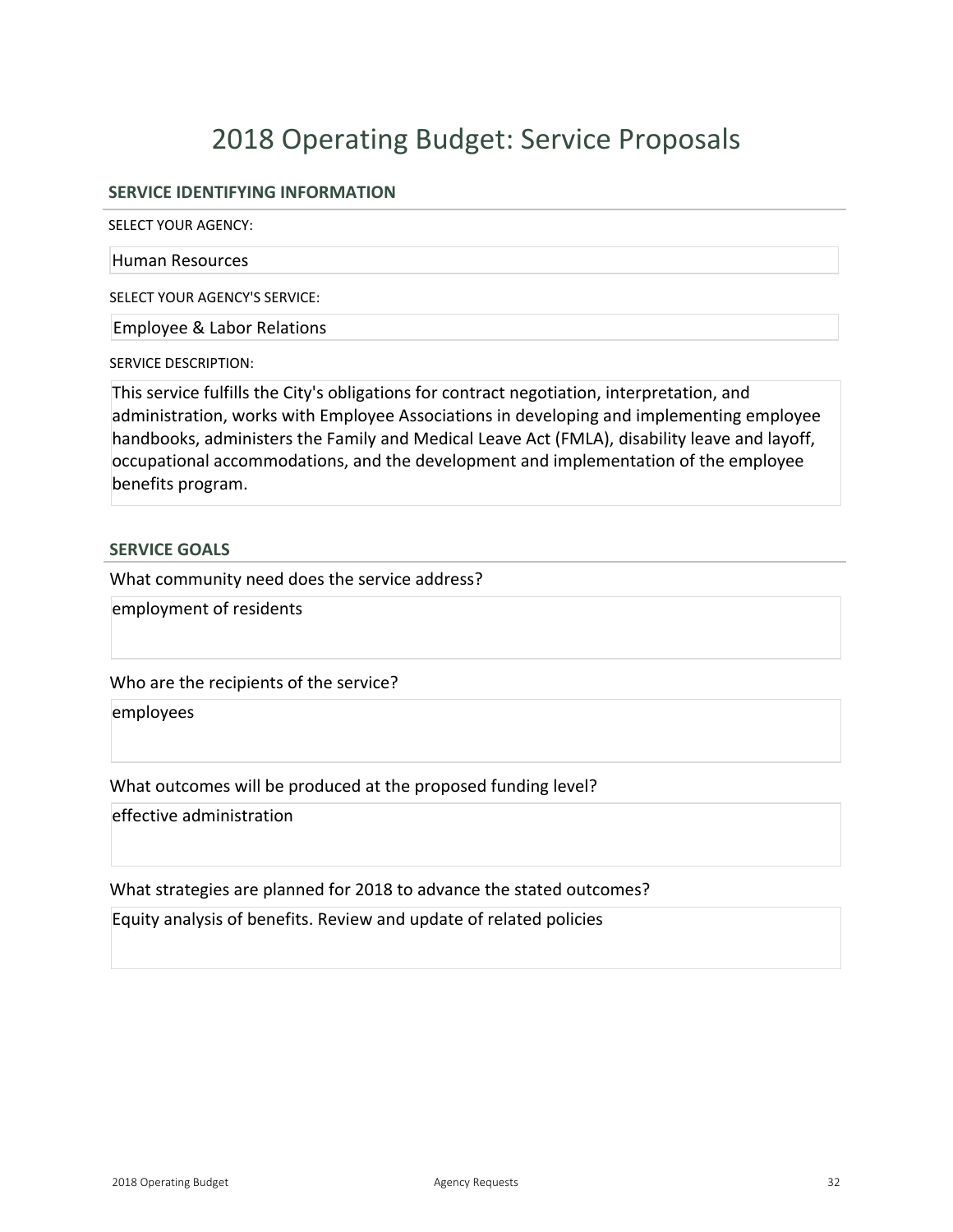# 2018 Operating Budget: Service Proposals

## SERVICE IDENTIFYING INFORMATION

SELECT YOUR AGENCY:

Human Resources

SELECT YOUR AGENCY'S SERVICE:

Employee & Labor Relations

SERVICE DESCRIPTION:

This service fulfills the City's obligations for contract negotiation, interpretation, and administration, works with Employee Associations in developing and implementing employee handbooks, administers the Family and Medical Leave Act (FMLA), disability leave and layoff, occupational accommodations, and the development and implementation of the employee benefits program.

## SERVICE GOALS

What community need does the service address?

employment of residents

Who are the recipients of the service?

employees

What outcomes will be produced at the proposed funding level?

effective administration

What strategies are planned for 2018 to advance the stated outcomes?

Equity analysis of benefits. Review and update of related policies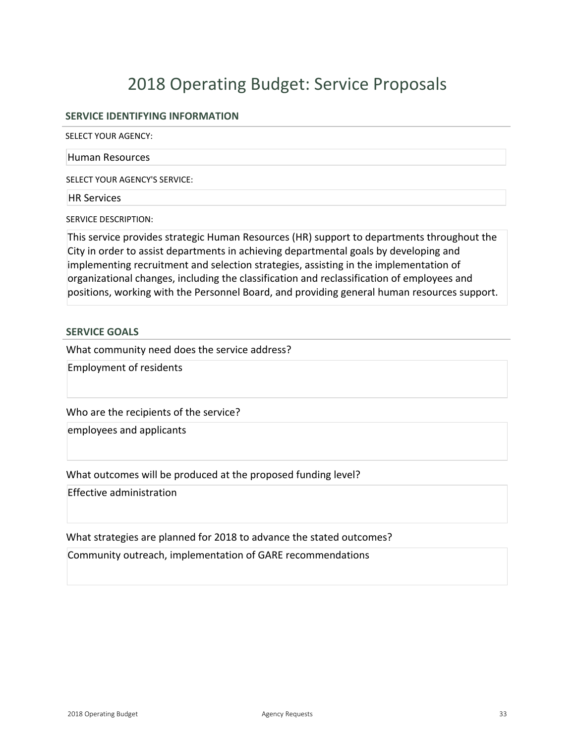# 2018 Operating Budget: Service Proposals

## SERVICE IDENTIFYING INFORMATION

SELECT YOUR AGENCY:

Human Resources

SELECT YOUR AGENCY'S SERVICE:

HR Services

SERVICE DESCRIPTION:

This service provides strategic Human Resources (HR) support to departments throughout the City in order to assist departments in achieving departmental goals by developing and implementing recruitment and selection strategies, assisting in the implementation of organizational changes, including the classification and reclassification of employees and positions, working with the Personnel Board, and providing general human resources support.

## SERVICE GOALS

What community need does the service address?

Employment of residents

Who are the recipients of the service?

employees and applicants

What outcomes will be produced at the proposed funding level?

Effective administration

What strategies are planned for 2018 to advance the stated outcomes?

Community outreach, implementation of GARE recommendations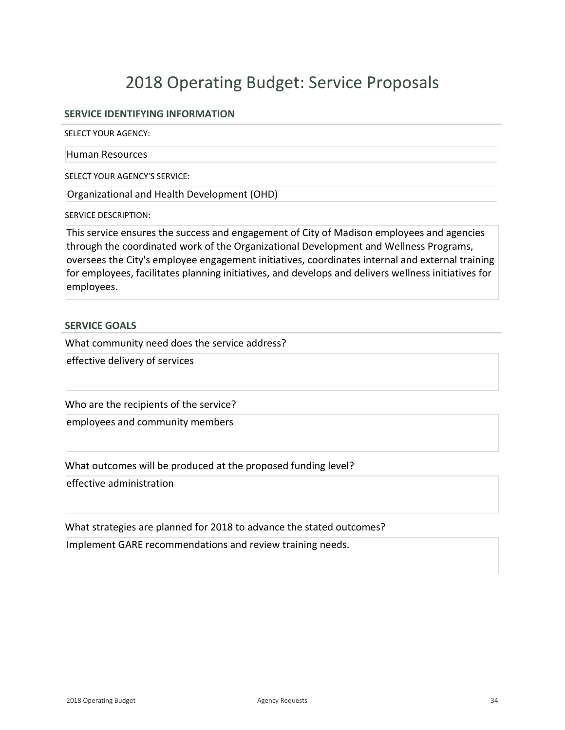# 2018 Operating Budget: Service Proposals

## SERVICE IDENTIFYING INFORMATION

SELECT YOUR AGENCY:

Human Resources

SELECT YOUR AGENCY'S SERVICE:

Organizational and Health Development (OHD)

SERVICE DESCRIPTION:

This service ensures the success and engagement of City of Madison employees and agencies through the coordinated work of the Organizational Development and Wellness Programs, oversees the City's employee engagement initiatives, coordinates internal and external training for employees, facilitates planning initiatives, and develops and delivers wellness initiatives for employees.

## SERVICE GOALS

What community need does the service address?

effective delivery of services

Who are the recipients of the service?

employees and community members

What outcomes will be produced at the proposed funding level?

effective administration

What strategies are planned for 2018 to advance the stated outcomes?

Implement GARE recommendations and review training needs.